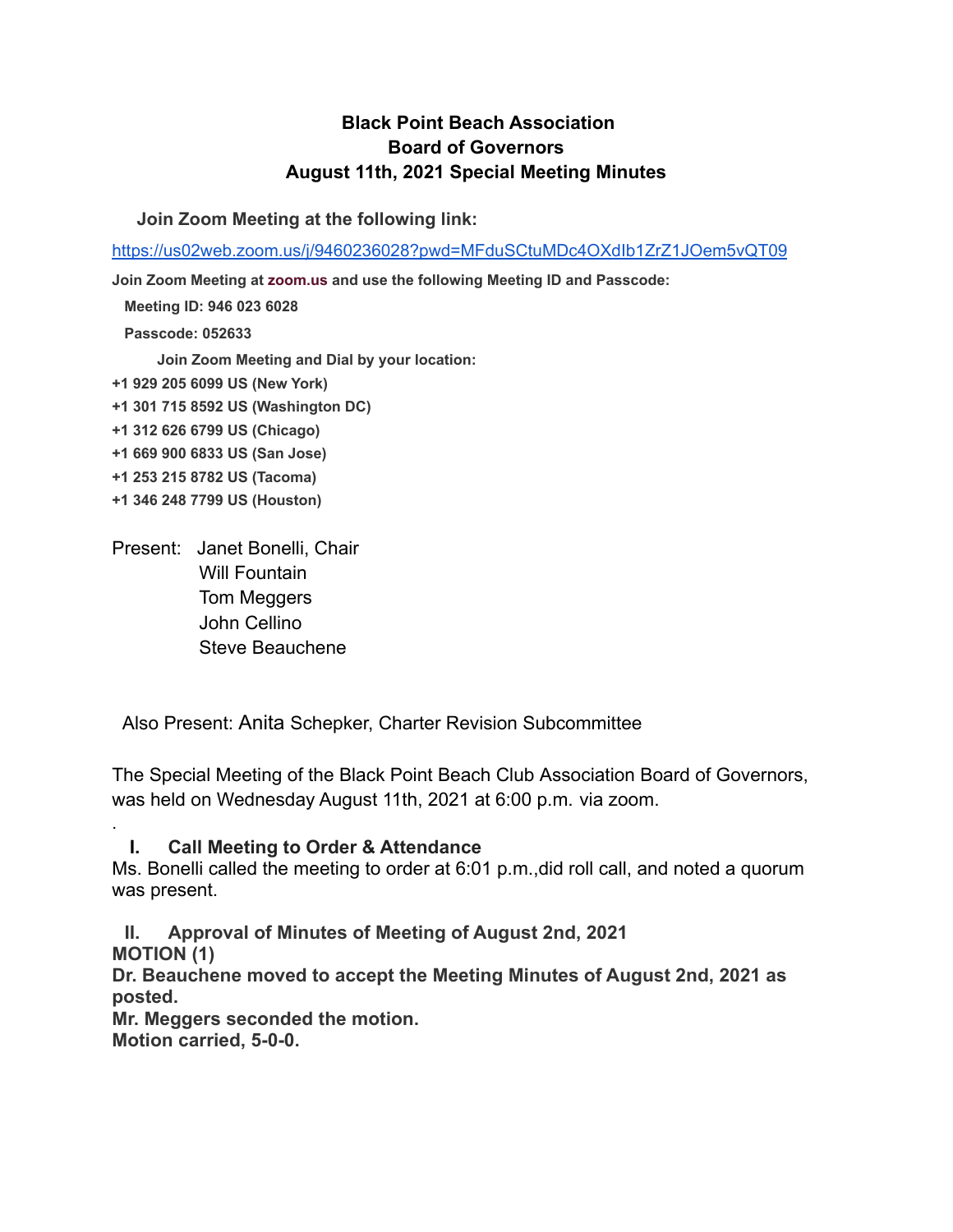# Black Point Beach Association
## Board of Governors
## August 11th, 2021 Special Meeting Minutes

**Join Zoom Meeting at the following link:**

https://us02web.zoom.us/j/9460236028?pwd=MFduSCtuMDc4OXdIb1ZrZ1JOem5vQT09

**Join Zoom Meeting at zoom.us and use the following Meeting ID and Passcode:**

**Meeting ID: 946 023 6028**

**Passcode: 052633**

**Join Zoom Meeting and Dial by your location:**

**+1 929 205 6099 US (New York)**

**+1 301 715 8592 US (Washington DC)**

**+1 312 626 6799 US (Chicago)**

**+1 669 900 6833 US (San Jose)**

**+1 253 215 8782 US (Tacoma)**

**+1 346 248 7799 US (Houston)**

Present: Janet Bonelli, Chair
Will Fountain
Tom Meggers
John Cellino
Steve Beauchene

Also Present: Anita Schepker, Charter Revision Subcommittee

The Special Meeting of the Black Point Beach Club Association Board of Governors, was held on Wednesday August 11th, 2021 at 6:00 p.m. via zoom.

.

### I. Call Meeting to Order & Attendance

Ms. Bonelli called the meeting to order at 6:01 p.m.,did roll call, and noted a quorum was present.

### II. Approval of Minutes of Meeting of August 2nd, 2021

**MOTION (1)**
**Dr. Beauchene moved to accept the Meeting Minutes of August 2nd, 2021 as posted.**
**Mr. Meggers seconded the motion.**
**Motion carried, 5-0-0.**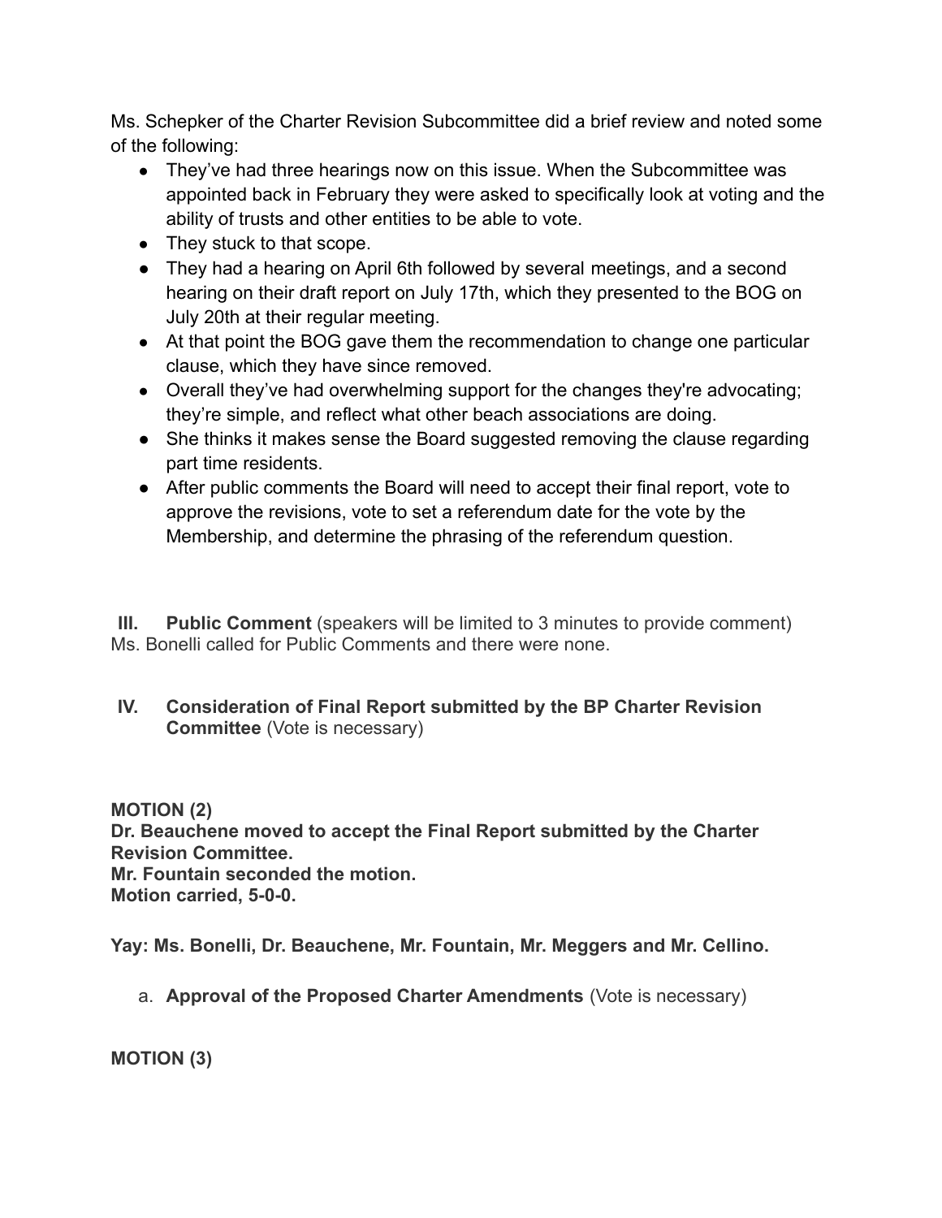Ms. Schepker of the Charter Revision Subcommittee did a brief review and noted some of the following:

- They've had three hearings now on this issue. When the Subcommittee was appointed back in February they were asked to specifically look at voting and the ability of trusts and other entities to be able to vote.
- They stuck to that scope.
- They had a hearing on April 6th followed by several meetings, and a second hearing on their draft report on July 17th, which they presented to the BOG on July 20th at their regular meeting.
- At that point the BOG gave them the recommendation to change one particular clause, which they have since removed.
- Overall they've had overwhelming support for the changes they're advocating; they're simple, and reflect what other beach associations are doing.
- She thinks it makes sense the Board suggested removing the clause regarding part time residents.
- After public comments the Board will need to accept their final report, vote to approve the revisions, vote to set a referendum date for the vote by the Membership, and determine the phrasing of the referendum question.

**III. Public Comment** (speakers will be limited to 3 minutes to provide comment)
Ms. Bonelli called for Public Comments and there were none.

**IV. Consideration of Final Report submitted by the BP Charter Revision Committee** (Vote is necessary)

**MOTION (2)**
**Dr. Beauchene moved to accept the Final Report submitted by the Charter Revision Committee.**
**Mr. Fountain seconded the motion.**
**Motion carried, 5-0-0.**

**Yay: Ms. Bonelli, Dr. Beauchene, Mr. Fountain, Mr. Meggers and Mr. Cellino.**

a. **Approval of the Proposed Charter Amendments** (Vote is necessary)

**MOTION (3)**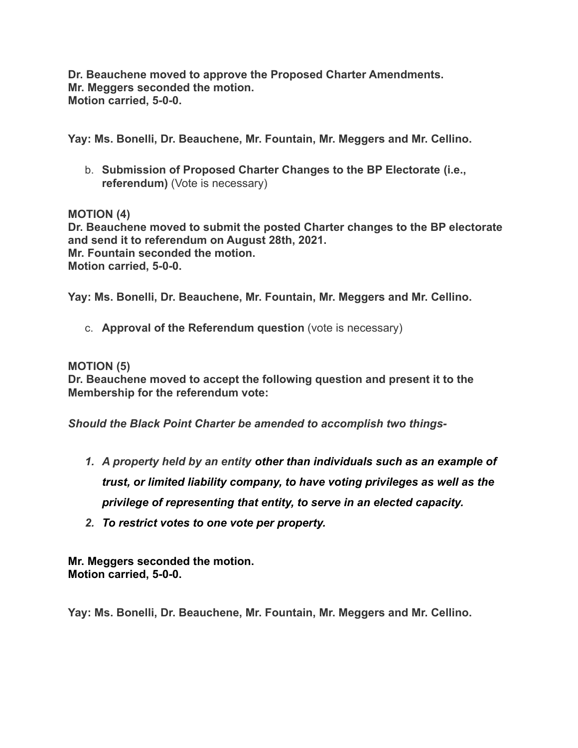**Dr. Beauchene moved to approve the Proposed Charter Amendments.**
**Mr. Meggers seconded the motion.**
**Motion carried, 5-0-0.**

**Yay: Ms. Bonelli, Dr. Beauchene, Mr. Fountain, Mr. Meggers and Mr. Cellino.**

b. **Submission of Proposed Charter Changes to the BP Electorate (i.e., referendum)** (Vote is necessary)

**MOTION (4)**
**Dr. Beauchene moved to submit the posted Charter changes to the BP electorate and send it to referendum on August 28th, 2021.**
**Mr. Fountain seconded the motion.**
**Motion carried, 5-0-0.**

**Yay: Ms. Bonelli, Dr. Beauchene, Mr. Fountain, Mr. Meggers and Mr. Cellino.**

c. **Approval of the Referendum question** (vote is necessary)

**MOTION (5)**
**Dr. Beauchene moved to accept the following question and present it to the Membership for the referendum vote:**

***Should the Black Point Charter be amended to accomplish two things-***

1. ***A property held by an entity other than individuals such as an example of trust, or limited liability company, to have voting privileges as well as the privilege of representing that entity, to serve in an elected capacity.***
2. ***To restrict votes to one vote per property.***

**Mr. Meggers seconded the motion.**
**Motion carried, 5-0-0.**

**Yay: Ms. Bonelli, Dr. Beauchene, Mr. Fountain, Mr. Meggers and Mr. Cellino.**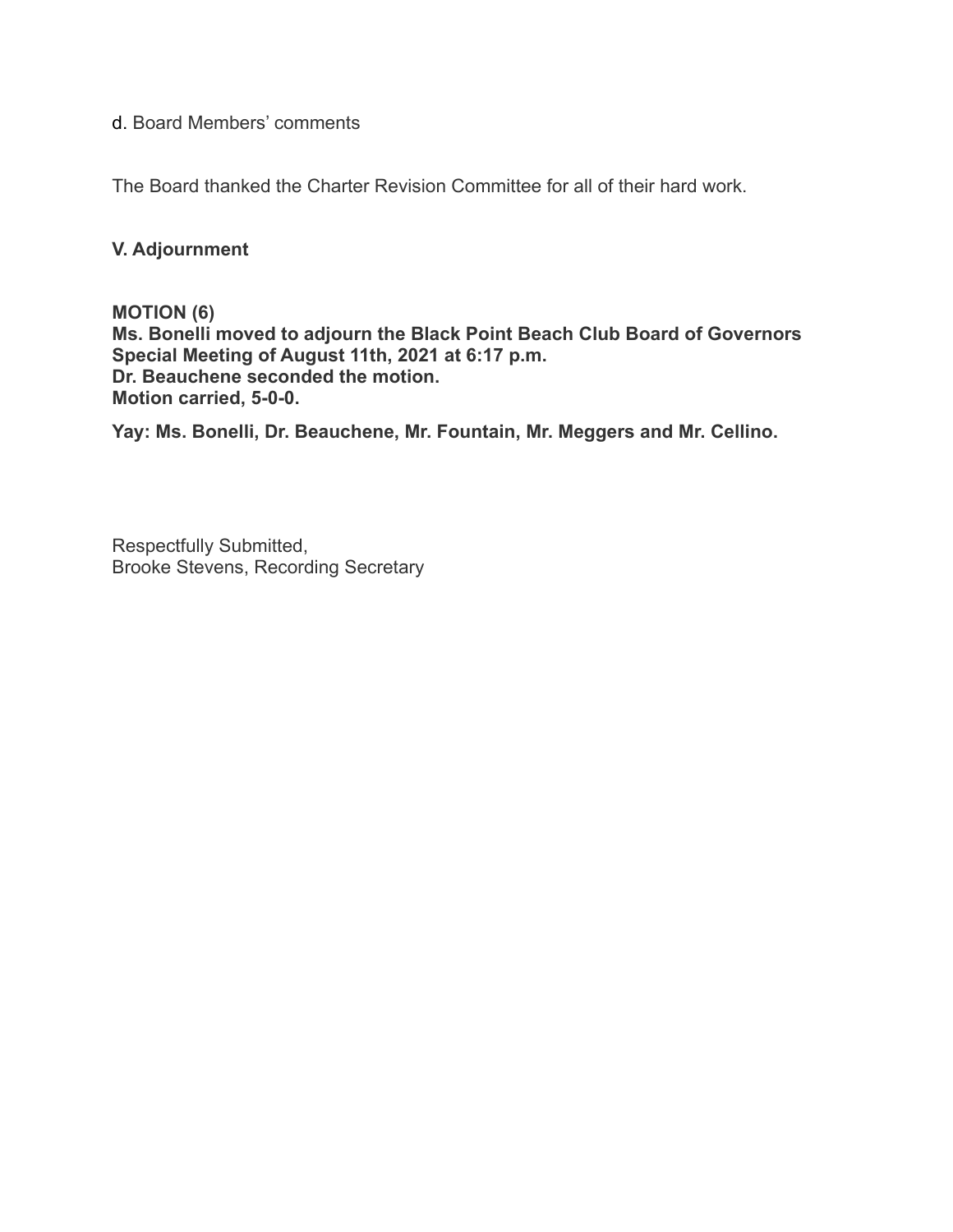d. Board Members' comments

The Board thanked the Charter Revision Committee for all of their hard work.

**V. Adjournment**

**MOTION (6)**
**Ms. Bonelli moved to adjourn the Black Point Beach Club Board of Governors Special Meeting of August 11th, 2021 at 6:17 p.m.**
**Dr. Beauchene seconded the motion.**
**Motion carried, 5-0-0.**

**Yay: Ms. Bonelli, Dr. Beauchene, Mr. Fountain, Mr. Meggers and Mr. Cellino.**

Respectfully Submitted,
Brooke Stevens, Recording Secretary